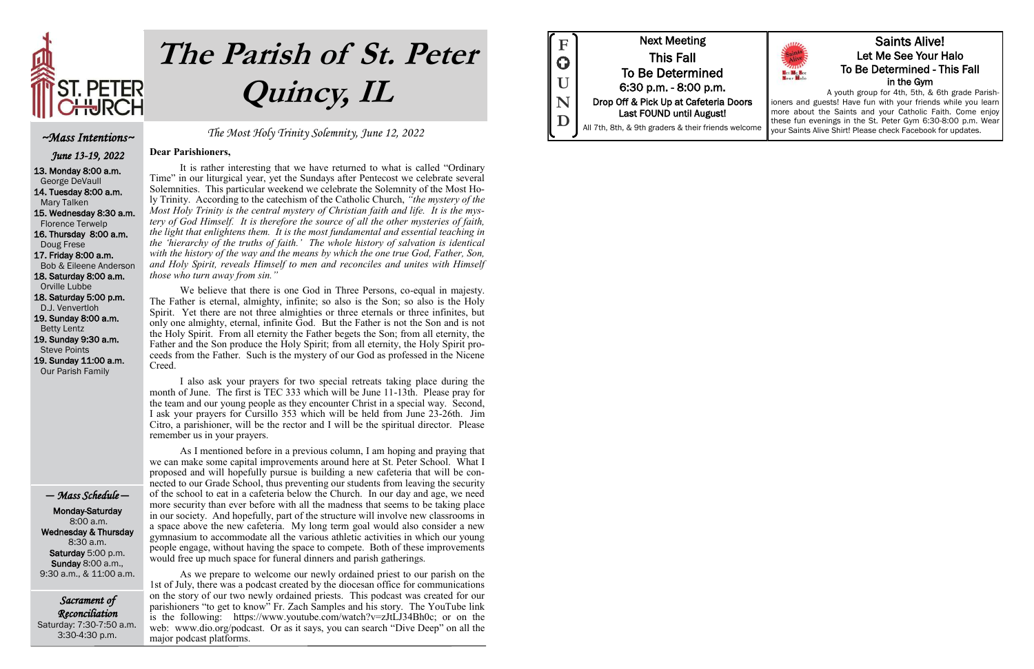# The Parish of St. Peter Quincy, IL

*The Most Holy Trinity Solemnity, June 12, 2022*

## ~Mass Intentions~

*June 13-19, 2022*

**13. Monday 8:00 a.m.**
George DeVaull

**14. Tuesday 8:00 a.m.**
Mary Talken

**15. Wednesday 8:30 a.m.**
Florence Terwelp

**16. Thursday 8:00 a.m.**
Doug Frese

**17. Friday 8:00 a.m.**
Bob & Eileene Anderson

**18. Saturday 8:00 a.m.**
Orville Lubbe

**18. Saturday 5:00 p.m.**
D.J. Venvertloh

**19. Sunday 8:00 a.m.**
Betty Lentz

**19. Sunday 9:30 a.m.**
Steve Points

**19. Sunday 11:00 a.m.**
Our Parish Family

## — Mass Schedule —

**Monday-Saturday**
8:00 a.m.
**Wednesday & Thursday**
8:30 a.m.
**Saturday** 5:00 p.m.
**Sunday** 8:00 a.m., 9:30 a.m., & 11:00 a.m.

## Sacrament of Reconciliation

Saturday: 7:30-7:50 a.m.
3:30-4:30 p.m.

**Dear Parishioners,**

It is rather interesting that we have returned to what is called "Ordinary Time" in our liturgical year, yet the Sundays after Pentecost we celebrate several Solemnities. This particular weekend we celebrate the Solemnity of the Most Holy Trinity. According to the catechism of the Catholic Church, *"the mystery of the Most Holy Trinity is the central mystery of Christian faith and life. It is the mystery of God Himself. It is therefore the source of all the other mysteries of faith, the light that enlightens them. It is the most fundamental and essential teaching in the 'hierarchy of the truths of faith.' The whole history of salvation is identical with the history of the way and the means by which the one true God, Father, Son, and Holy Spirit, reveals Himself to men and reconciles and unites with Himself those who turn away from sin."*

We believe that there is one God in Three Persons, co-equal in majesty. The Father is eternal, almighty, infinite; so also is the Son; so also is the Holy Spirit. Yet there are not three almighties or three eternals or three infinites, but only one almighty, eternal, infinite God. But the Father is not the Son and is not the Holy Spirit. From all eternity the Father begets the Son; from all eternity, the Father and the Son produce the Holy Spirit; from all eternity, the Holy Spirit proceeds from the Father. Such is the mystery of our God as professed in the Nicene Creed.

I also ask your prayers for two special retreats taking place during the month of June. The first is TEC 333 which will be June 11-13th. Please pray for the team and our young people as they encounter Christ in a special way. Second, I ask your prayers for Cursillo 353 which will be held from June 23-26th. Jim Citro, a parishioner, will be the rector and I will be the spiritual director. Please remember us in your prayers.

As I mentioned before in a previous column, I am hoping and praying that we can make some capital improvements around here at St. Peter School. What I proposed and will hopefully pursue is building a new cafeteria that will be connected to our Grade School, thus preventing our students from leaving the security of the school to eat in a cafeteria below the Church. In our day and age, we need more security than ever before with all the madness that seems to be taking place in our society. And hopefully, part of the structure will involve new classrooms in a space above the new cafeteria. My long term goal would also consider a new gymnasium to accommodate all the various athletic activities in which our young people engage, without having the space to compete. Both of these improvements would free up much space for funeral dinners and parish gatherings.

As we prepare to welcome our newly ordained priest to our parish on the 1st of July, there was a podcast created by the diocesan office for communications on the story of our two newly ordained priests. This podcast was created for our parishioners "to get to know" Fr. Zach Samples and his story. The YouTube link is the following: https://www.youtube.com/watch?v=zJtLJ34Bh0c; or on the web: www.dio.org/podcast. Or as it says, you can search "Dive Deep" on all the major podcast platforms.

## FOUND

**Next Meeting**
**This Fall**
**To Be Determined**
**6:30 p.m. - 8:00 p.m.**
**Drop Off & Pick Up at Cafeteria Doors**
**Last FOUND until August!**
All 7th, 8th, & 9th graders & their friends welcome

## Saints Alive!

**Let Me See Your Halo**
**To Be Determined - This Fall**
**in the Gym**

A youth group for 4th, 5th, & 6th grade Parishioners and guests! Have fun with your friends while you learn more about the Saints and your Catholic Faith. Come enjoy these fun evenings in the St. Peter Gym 6:30-8:00 p.m. Wear your Saints Alive Shirt! Please check Facebook for updates.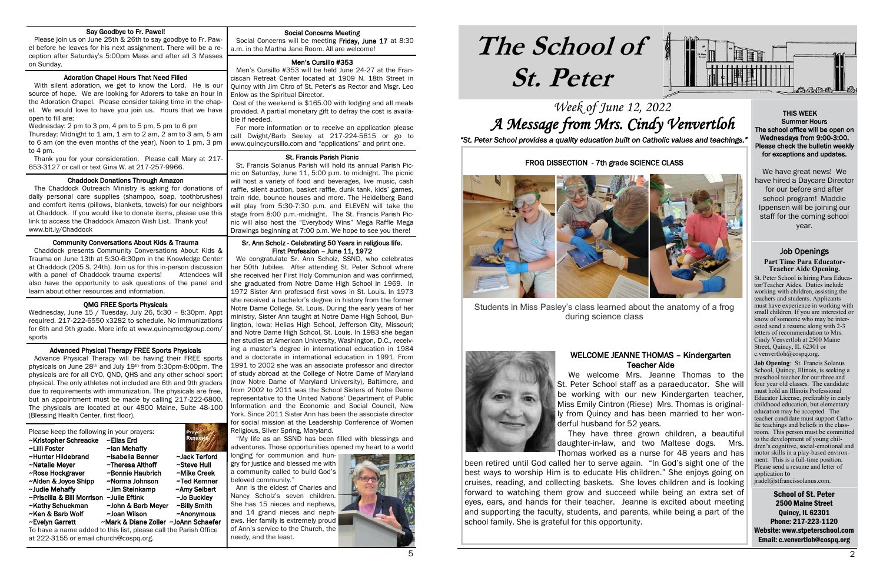## Say Goodbye to Fr. Pawel!

Please join us on June 25th & 26th to say goodbye to Fr. Pawel before he leaves for his next assignment. There will be a reception after Saturday's 5:00pm Mass and after all 3 Masses on Sunday.

## Adoration Chapel Hours That Need Filled

With silent adoration, we get to know the Lord. He is our source of hope. We are looking for Adorers to take an hour in the Adoration Chapel. Please consider taking time in the chapel. We would love to have you join us. Hours that we have open to fill are:

Wednesday: 2 pm to 3 pm, 4 pm to 5 pm, 5 pm to 6 pm

Thursday: Midnight to 1 am, 1 am to 2 am, 2 am to 3 am, 5 am to 6 am (on the even months of the year), Noon to 1 pm, 3 pm to 4 pm.

Thank you for your consideration. Please call Mary at 217-653-3127 or call or text Gina W. at 217-257-9966.

## Chaddock Donations Through Amazon

The Chaddock Outreach Ministry is asking for donations of daily personal care supplies (shampoo, soap, toothbrushes) and comfort items (pillows, blankets, towels) for our neighbors at Chaddock. If you would like to donate items, please use this link to access the Chaddock Amazon Wish List. Thank you! www.bit.ly/Chaddock

## Community Conversations About Kids & Trauma

Chaddock presents Community Conversations About Kids & Trauma on June 13th at 5:30-6:30pm in the Knowledge Center at Chaddock (205 S. 24th). Join us for this in-person discussion with a panel of Chaddock trauma experts! Attendees will also have the opportunity to ask questions of the panel and learn about other resources and information.

## QMG FREE Sports Physicals

Wednesday, June 15 / Tuesday, July 26, 5:30 – 8:30pm. Appt required. 217-222-6550 x3282 to schedule. No immunizations for 6th and 9th grade. More info at www.quincymedgroup.com/sports

## Advanced Physical Therapy FREE Sports Physicals

Advance Physical Therapy will be having their FREE sports physicals on June 28th and July 19th from 5:30pm-8:00pm. The physicals are for all CYO, QND, QHS and any other school sport physical. The only athletes not included are 6th and 9th graders due to requirements with immunization. The physicals are free, but an appointment must be made by calling 217-222-6800. The physicals are located at our 4800 Maine, Suite 48-100 (Blessing Health Center, first floor).

Please keep the following in your prayers:

~Kristopher Schreacke, ~Elias Erd, ~Lilli Foster, ~Ian Mehaffy, ~Hunter Hildebrand, ~Isabella Benner, ~Jack Terford, ~Natalie Meyer, ~Theresa Althoff, ~Steve Hull, ~Rose Hockgraver, ~Bonnie Haubrich, ~Mike Creek, ~Alden & Joyce Shipp, ~Norma Johnson, ~Ted Kemner, ~Judie Mehaffy, ~Jim Steinkamp, ~Amy Seibert, ~Priscilla & Bill Morrison, ~Julie Eftink, ~Jo Buckley, ~Kathy Schuckman, ~John & Barb Meyer, ~Billy Smith, ~Ken & Barb Wolf, ~Joan Wilson, ~Anonymous, ~Evelyn Garrett, ~Mark & Diane Zoller, ~JoAnn Schaefer

To have a name added to this list, please call the Parish Office at 222-3155 or email church@cospq.org.

## Social Concerns Meeting

Social Concerns will be meeting **Friday, June 17** at 8:30 a.m. in the Martha Jane Room. All are welcome!

## Men's Cursillo #353

Men's Cursillo #353 will be held June 24-27 at the Franciscan Retreat Center located at 1909 N. 18th Street in Quincy with Jim Citro of St. Peter's as Rector and Msgr. Leo Enlow as the Spiritual Director.

Cost of the weekend is $165.00 with lodging and all meals provided. A partial monetary gift to defray the cost is available if needed.

For more information or to receive an application please call Dwight/Barb Seeley at 217-224-5615 or go to www.quincycursillo.com and "applications" and print one.

## St. Francis Parish Picnic

St. Francis Solanus Parish will hold its annual Parish Picnic on Saturday, June 11, 5:00 p.m. to midnight. The picnic will host a variety of food and beverages, live music, cash raffle, silent auction, basket raffle, dunk tank, kids' games, train ride, bounce houses and more. The Heidelberg Band will play from 5:30-7:30 p.m. and ELEVEN will take the stage from 8:00 p.m.-midnight. The St. Francis Parish Picnic will also host the "Everybody Wins" Mega Raffle Mega Drawings beginning at 7:00 p.m. We hope to see you there!

## Sr. Ann Scholz - Celebrating 50 Years in religious life. First Profession – June 11, 1972

We congratulate Sr. Ann Scholz, SSND, who celebrates her 50th Jubilee. After attending St. Peter School where she received her First Holy Communion and was confirmed, she graduated from Notre Dame High School in 1969. In 1972 Sister Ann professed first vows in St. Louis. In 1973 she received a bachelor's degree in history from the former Notre Dame College, St. Louis. During the early years of her ministry, Sister Ann taught at Notre Dame High School, Burlington, Iowa; Helias High School, Jefferson City, Missouri; and Notre Dame High School, St. Louis. In 1983 she began her studies at American University, Washington, D.C., receiving a master's degree in international education in 1984 and a doctorate in international education in 1991. From 1991 to 2002 she was an associate professor and director of study abroad at the College of Notre Dame of Maryland (now Notre Dame of Maryland University), Baltimore, and from 2002 to 2011 was the School Sisters of Notre Dame representative to the United Nations' Department of Public Information and the Economic and Social Council, New York. Since 2011 Sister Ann has been the associate director for social mission at the Leadership Conference of Women Religious, Silver Spring, Maryland.

"My life as an SSND has been filled with blessings and adventures. Those opportunities opened my heart to a world longing for communion and hungry for justice and blessed me with a community called to build God's beloved community."

Ann is the eldest of Charles and Nancy Scholz's seven children. She has 15 nieces and nephews, and 14 grand nieces and nephews. Her family is extremely proud of Ann's service to the Church, the needy, and the least.

# The School of St. Peter

## *Week of June 12, 2022*
## *A Message from Mrs. Cindy Venvertloh*

*"St. Peter School provides a quality education built on Catholic values and teachings."*

### FROG DISSECTION - 7th grade SCIENCE CLASS

Students in Miss Pasley's class learned about the anatomy of a frog during science class

### WELCOME JEANNE THOMAS – Kindergarten Teacher Aide

We welcome Mrs. Jeanne Thomas to the St. Peter School staff as a paraeducator. She will be working with our new Kindergarten teacher, Miss Emily Cintron (Riese) Mrs. Thomas is originally from Quincy and has been married to her wonderful husband for 52 years.

They have three grown children, a beautiful daughter-in-law, and two Maltese dogs. Mrs. Thomas worked as a nurse for 48 years and has been retired until God called her to serve again. "In God's sight one of the best ways to worship Him is to educate His children." She enjoys going on cruises, reading, and collecting baskets. She loves children and is looking forward to watching them grow and succeed while being an extra set of eyes, ears, and hands for their teacher. Jeanne is excited about meeting and supporting the faculty, students, and parents, while being a part of the school family. She is grateful for this opportunity.

**THIS WEEK**
**Summer Hours**
**The school office will be open on Wednesdays from 9:00-3:00. Please check the bulletin weekly for exceptions and updates.**

We have great news! We have hired a Daycare Director for our before and after school program! Maddie Ippensen will be joining our staff for the coming school year.

## Job Openings

**Part Time Para Educator-Teacher Aide Opening.**

St. Peter School is hiring Para Educator/Teacher Aides. Duties include working with children, assisting the teachers and students. Applicants must have experience in working with small children. If you are interested or know of someone who may be interested send a resume along with 2-3 letters of recommendation to Mrs. Cindy Venvertloh at 2500 Maine Street, Quincy, IL 62301 or c.venvertloh@cospq.org.

**Job Opening**: St. Francis Solanus School, Quincy, Illinois, is seeking a preschool teacher for our three and four year old classes. The candidate must hold an Illinois Professional Educator License, preferably in early childhood education, but elementary education may be accepted. The teacher candidate must support Catholic teachings and beliefs in the classroom. This person must be committed to the development of young children's cognitive, social-emotional and motor skills in a play-based environment. This is a full-time position. Please send a resume and letter of application to jradel@stfrancissolanus.com.

**School of St. Peter**
**2500 Maine Street**
**Quincy, IL 62301**
**Phone: 217-223-1120**
**Website: www.stpeterschool.com**
**Email: c.venvertloh@cospq.org**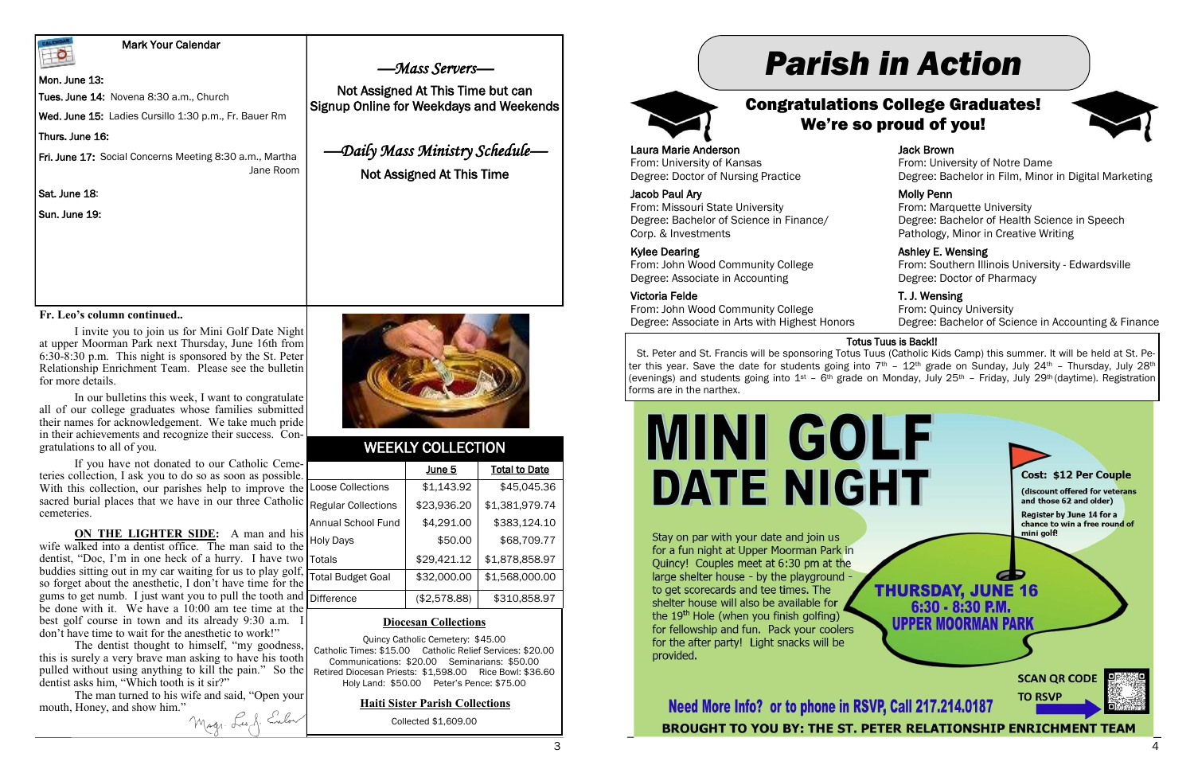## Mark Your Calendar

**Mon. June 13:**

**Tues. June 14:** Novena 8:30 a.m., Church

**Wed. June 15:** Ladies Cursillo 1:30 p.m., Fr. Bauer Rm

**Thurs. June 16:**

**Fri. June 17:** Social Concerns Meeting 8:30 a.m., Martha Jane Room

**Sat. June 18:**

**Sun. June 19:**

### *—Mass Servers—*

Not Assigned At This Time but can Signup Online for Weekdays and Weekends

### *—Daily Mass Ministry Schedule—*

Not Assigned At This Time

**Fr. Leo's column continued..**

I invite you to join us for Mini Golf Date Night at upper Moorman Park next Thursday, June 16th from 6:30-8:30 p.m. This night is sponsored by the St. Peter Relationship Enrichment Team. Please see the bulletin for more details.

In our bulletins this week, I want to congratulate all of our college graduates whose families submitted their names for acknowledgement. We take much pride in their achievements and recognize their success. Congratulations to all of you.

If you have not donated to our Catholic Cemeteries collection, I ask you to do so as soon as possible. With this collection, our parishes help to improve the sacred burial places that we have in our three Catholic cemeteries.

**ON THE LIGHTER SIDE:** A man and his wife walked into a dentist office. The man said to the dentist, "Doc, I'm in one heck of a hurry. I have two buddies sitting out in my car waiting for us to play golf, so forget about the anesthetic, I don't have time for the gums to get numb. I just want you to pull the tooth and be done with it. We have a 10:00 am tee time at the best golf course in town and its already 9:30 a.m. I don't have time to wait for the anesthetic to work!"

The dentist thought to himself, "my goodness, this is surely a very brave man asking to have his tooth pulled without using anything to kill the pain." So the dentist asks him, "Which tooth is it sir?"

The man turned to his wife and said, "Open your mouth, Honey, and show him."

Msgr. Leo J. Enlow

## WEEKLY COLLECTION

| | June 5 | Total to Date |
|---|---|---|
| Loose Collections | $1,143.92 | $45,045.36 |
| Regular Collections | $23,936.20 | $1,381,979.74 |
| Annual School Fund | $4,291.00 | $383,124.10 |
| Holy Days | $50.00 | $68,709.77 |
| Totals | $29,421.12 | $1,878,858.97 |
| Total Budget Goal | $32,000.00 | $1,568,000.00 |
| Difference | ($2,578.88) | $310,858.97 |

**Diocesan Collections**

Quincy Catholic Cemetery: $45.00
Catholic Times: $15.00 Catholic Relief Services: $20.00
Communications: $20.00 Seminarians: $50.00
Retired Diocesan Priests: $1,598.00 Rice Bowl: $36.60
Holy Land: $50.00 Peter's Pence: $75.00

**Haiti Sister Parish Collections**

Collected $1,609.00

# Parish in Action

## Congratulations College Graduates! We're so proud of you!

**Laura Marie Anderson**
From: University of Kansas
Degree: Doctor of Nursing Practice

**Jacob Paul Ary**
From: Missouri State University
Degree: Bachelor of Science in Finance/ Corp. & Investments

**Kylee Dearing**
From: John Wood Community College
Degree: Associate in Accounting

**Victoria Felde**
From: John Wood Community College
Degree: Associate in Arts with Highest Honors

**Jack Brown**
From: University of Notre Dame
Degree: Bachelor in Film, Minor in Digital Marketing

**Molly Penn**
From: Marquette University
Degree: Bachelor of Health Science in Speech Pathology, Minor in Creative Writing

**Ashley E. Wensing**
From: Southern Illinois University - Edwardsville
Degree: Doctor of Pharmacy

**T. J. Wensing**
From: Quincy University
Degree: Bachelor of Science in Accounting & Finance

### Totus Tuus is Back!!

St. Peter and St. Francis will be sponsoring Totus Tuus (Catholic Kids Camp) this summer. It will be held at St. Peter this year. Save the date for students going into 7th – 12th grade on Sunday, July 24th – Thursday, July 28th (evenings) and students going into 1st – 6th grade on Monday, July 25th – Friday, July 29th (daytime). Registration forms are in the narthex.

# MINI GOLF DATE NIGHT

**Cost: $12 Per Couple**

**(discount offered for veterans and those 62 and older)**

**Register by June 14 for a chance to win a free round of mini golf!**

Stay on par with your date and join us for a fun night at Upper Moorman Park in Quincy! Couples meet at 6:30 pm at the large shelter house - by the playground - to get scorecards and tee times. The shelter house will also be available for the 19th Hole (when you finish golfing) for fellowship and fun. Pack your coolers for the after party! Light snacks will be provided.

**THURSDAY, JUNE 16**
**6:30 - 8:30 P.M.**
**UPPER MOORMAN PARK**

**SCAN QR CODE TO RSVP**

**Need More Info? or to phone in RSVP, Call 217.214.0187**

**BROUGHT TO YOU BY: THE ST. PETER RELATIONSHIP ENRICHMENT TEAM**